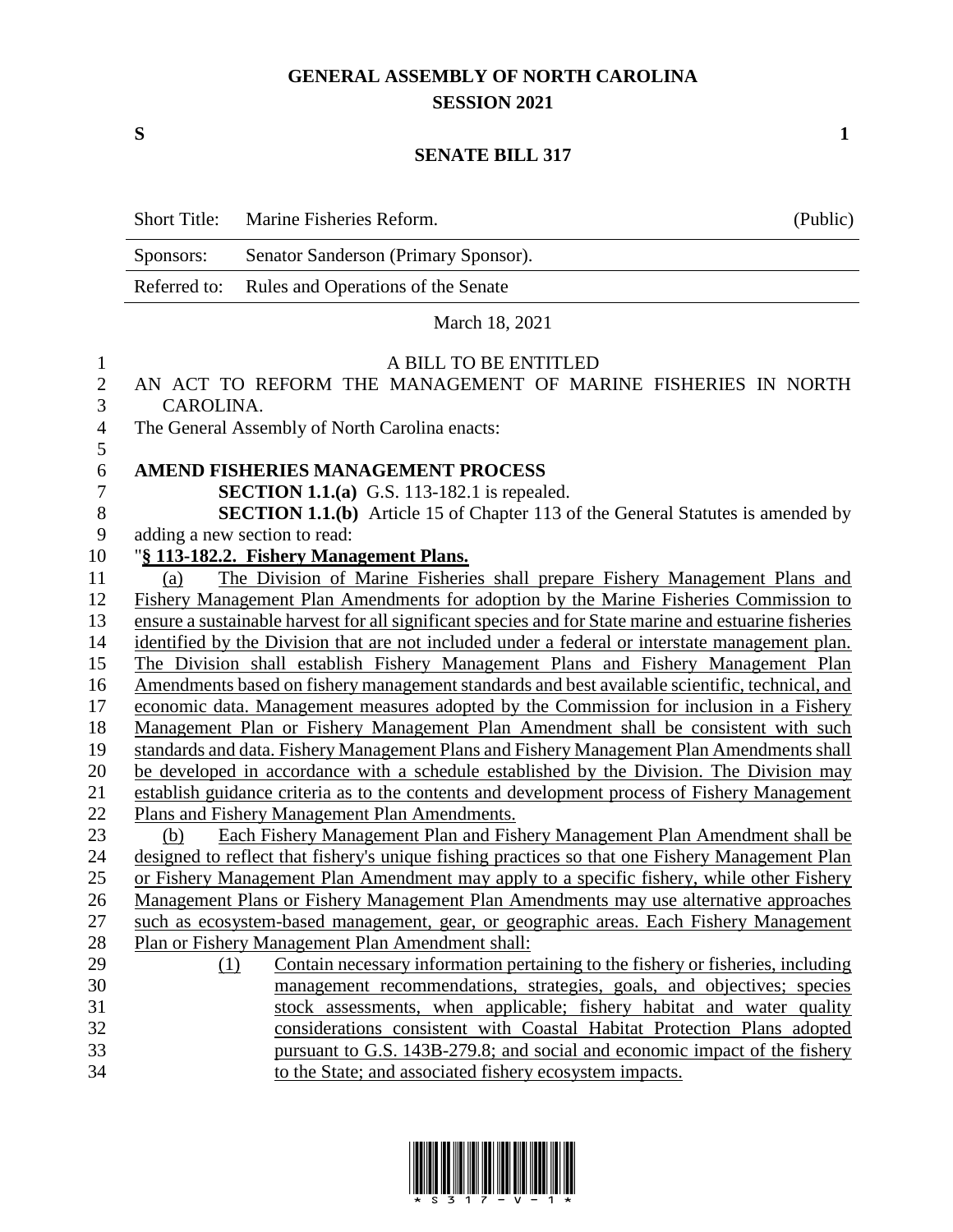# GENERAL ASSEMBLY OF NORTH CAROLINA
## SESSION 2021

**S** **1**

## SENATE BILL 317

| | | |
|---|---|---|
| Short Title: | Marine Fisheries Reform. | (Public) |
| Sponsors: | Senator Sanderson (Primary Sponsor). | |
| Referred to: | Rules and Operations of the Senate | |

March 18, 2021

A BILL TO BE ENTITLED

AN ACT TO REFORM THE MANAGEMENT OF MARINE FISHERIES IN NORTH CAROLINA.

The General Assembly of North Carolina enacts:

**AMEND FISHERIES MANAGEMENT PROCESS**

**SECTION 1.1.(a)** G.S. 113-182.1 is repealed.

**SECTION 1.1.(b)** Article 15 of Chapter 113 of the General Statutes is amended by adding a new section to read:

"**§ 113-182.2. Fishery Management Plans.**

(a) The Division of Marine Fisheries shall prepare Fishery Management Plans and Fishery Management Plan Amendments for adoption by the Marine Fisheries Commission to ensure a sustainable harvest for all significant species and for State marine and estuarine fisheries identified by the Division that are not included under a federal or interstate management plan. The Division shall establish Fishery Management Plans and Fishery Management Plan Amendments based on fishery management standards and best available scientific, technical, and economic data. Management measures adopted by the Commission for inclusion in a Fishery Management Plan or Fishery Management Plan Amendment shall be consistent with such standards and data. Fishery Management Plans and Fishery Management Plan Amendments shall be developed in accordance with a schedule established by the Division. The Division may establish guidance criteria as to the contents and development process of Fishery Management Plans and Fishery Management Plan Amendments.

(b) Each Fishery Management Plan and Fishery Management Plan Amendment shall be designed to reflect that fishery's unique fishing practices so that one Fishery Management Plan or Fishery Management Plan Amendment may apply to a specific fishery, while other Fishery Management Plans or Fishery Management Plan Amendments may use alternative approaches such as ecosystem-based management, gear, or geographic areas. Each Fishery Management Plan or Fishery Management Plan Amendment shall:

(1) Contain necessary information pertaining to the fishery or fisheries, including management recommendations, strategies, goals, and objectives; species stock assessments, when applicable; fishery habitat and water quality considerations consistent with Coastal Habitat Protection Plans adopted pursuant to G.S. 143B-279.8; and social and economic impact of the fishery to the State; and associated fishery ecosystem impacts.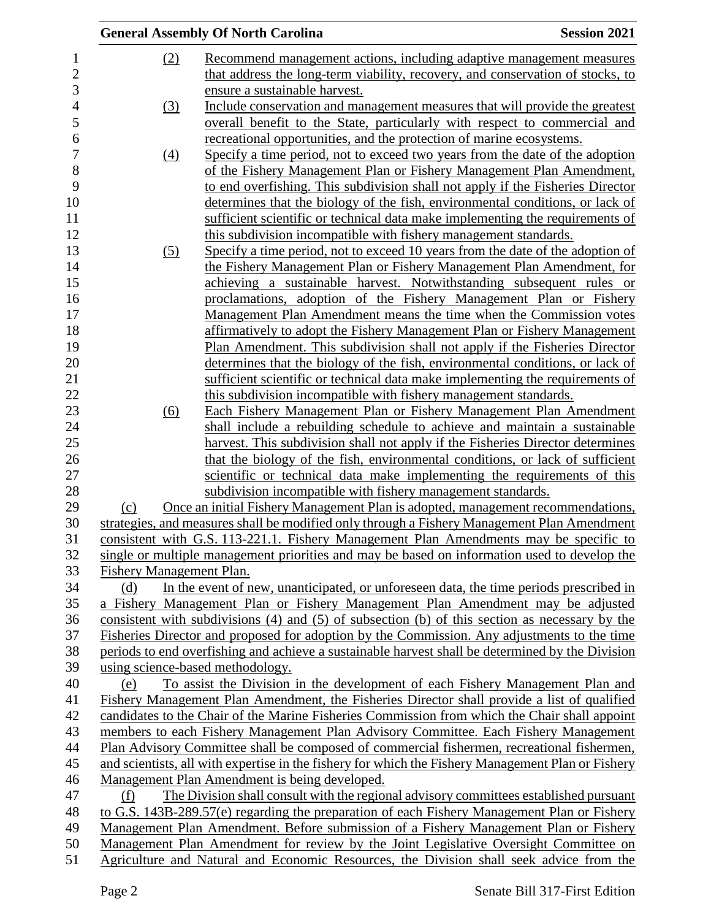(2) Recommend management actions, including adaptive management measures that address the long-term viability, recovery, and conservation of stocks, to ensure a sustainable harvest.

(3) Include conservation and management measures that will provide the greatest overall benefit to the State, particularly with respect to commercial and recreational opportunities, and the protection of marine ecosystems.

(4) Specify a time period, not to exceed two years from the date of the adoption of the Fishery Management Plan or Fishery Management Plan Amendment, to end overfishing. This subdivision shall not apply if the Fisheries Director determines that the biology of the fish, environmental conditions, or lack of sufficient scientific or technical data make implementing the requirements of this subdivision incompatible with fishery management standards.

(5) Specify a time period, not to exceed 10 years from the date of the adoption of the Fishery Management Plan or Fishery Management Plan Amendment, for achieving a sustainable harvest. Notwithstanding subsequent rules or proclamations, adoption of the Fishery Management Plan or Fishery Management Plan Amendment means the time when the Commission votes affirmatively to adopt the Fishery Management Plan or Fishery Management Plan Amendment. This subdivision shall not apply if the Fisheries Director determines that the biology of the fish, environmental conditions, or lack of sufficient scientific or technical data make implementing the requirements of this subdivision incompatible with fishery management standards.

(6) Each Fishery Management Plan or Fishery Management Plan Amendment shall include a rebuilding schedule to achieve and maintain a sustainable harvest. This subdivision shall not apply if the Fisheries Director determines that the biology of the fish, environmental conditions, or lack of sufficient scientific or technical data make implementing the requirements of this subdivision incompatible with fishery management standards.

(c) Once an initial Fishery Management Plan is adopted, management recommendations, strategies, and measures shall be modified only through a Fishery Management Plan Amendment consistent with G.S. 113-221.1. Fishery Management Plan Amendments may be specific to single or multiple management priorities and may be based on information used to develop the Fishery Management Plan.

(d) In the event of new, unanticipated, or unforeseen data, the time periods prescribed in a Fishery Management Plan or Fishery Management Plan Amendment may be adjusted consistent with subdivisions (4) and (5) of subsection (b) of this section as necessary by the Fisheries Director and proposed for adoption by the Commission. Any adjustments to the time periods to end overfishing and achieve a sustainable harvest shall be determined by the Division using science-based methodology.

(e) To assist the Division in the development of each Fishery Management Plan and Fishery Management Plan Amendment, the Fisheries Director shall provide a list of qualified candidates to the Chair of the Marine Fisheries Commission from which the Chair shall appoint members to each Fishery Management Plan Advisory Committee. Each Fishery Management Plan Advisory Committee shall be composed of commercial fishermen, recreational fishermen, and scientists, all with expertise in the fishery for which the Fishery Management Plan or Fishery Management Plan Amendment is being developed.

(f) The Division shall consult with the regional advisory committees established pursuant to G.S. 143B-289.57(e) regarding the preparation of each Fishery Management Plan or Fishery Management Plan Amendment. Before submission of a Fishery Management Plan or Fishery Management Plan Amendment for review by the Joint Legislative Oversight Committee on Agriculture and Natural and Economic Resources, the Division shall seek advice from the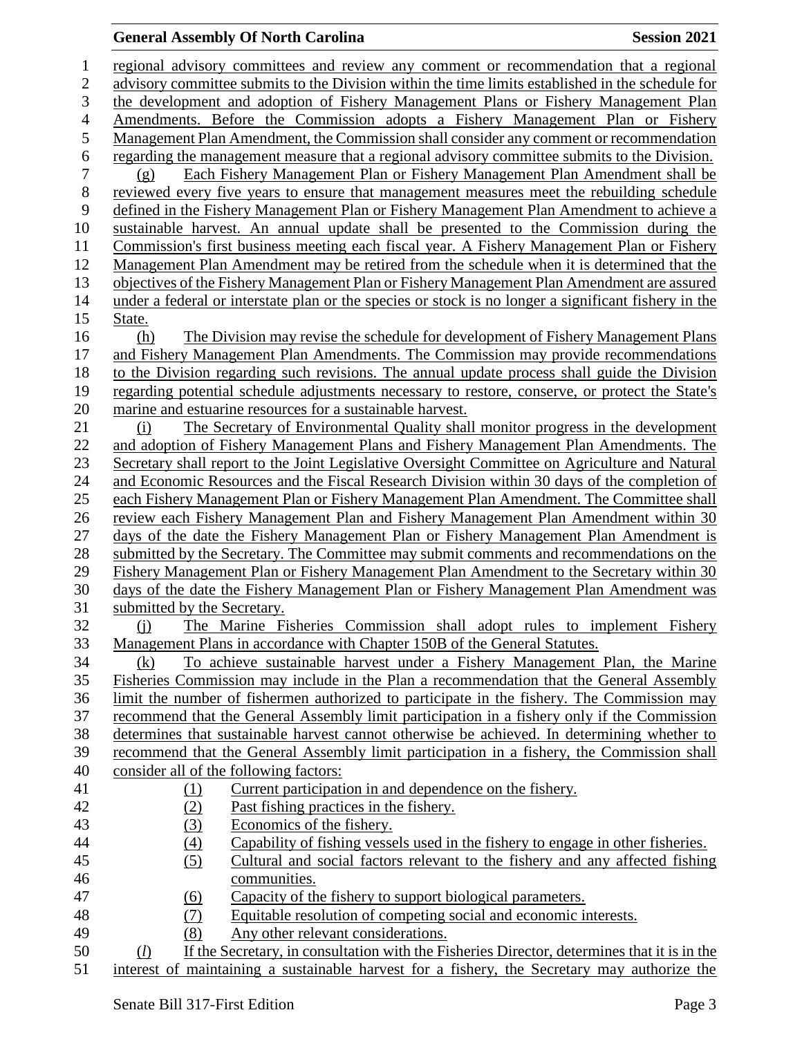regional advisory committees and review any comment or recommendation that a regional advisory committee submits to the Division within the time limits established in the schedule for the development and adoption of Fishery Management Plans or Fishery Management Plan Amendments. Before the Commission adopts a Fishery Management Plan or Fishery Management Plan Amendment, the Commission shall consider any comment or recommendation regarding the management measure that a regional advisory committee submits to the Division.

(g) Each Fishery Management Plan or Fishery Management Plan Amendment shall be reviewed every five years to ensure that management measures meet the rebuilding schedule defined in the Fishery Management Plan or Fishery Management Plan Amendment to achieve a sustainable harvest. An annual update shall be presented to the Commission during the Commission's first business meeting each fiscal year. A Fishery Management Plan or Fishery Management Plan Amendment may be retired from the schedule when it is determined that the objectives of the Fishery Management Plan or Fishery Management Plan Amendment are assured under a federal or interstate plan or the species or stock is no longer a significant fishery in the State.

(h) The Division may revise the schedule for development of Fishery Management Plans and Fishery Management Plan Amendments. The Commission may provide recommendations to the Division regarding such revisions. The annual update process shall guide the Division regarding potential schedule adjustments necessary to restore, conserve, or protect the State's marine and estuarine resources for a sustainable harvest.

(i) The Secretary of Environmental Quality shall monitor progress in the development and adoption of Fishery Management Plans and Fishery Management Plan Amendments. The Secretary shall report to the Joint Legislative Oversight Committee on Agriculture and Natural and Economic Resources and the Fiscal Research Division within 30 days of the completion of each Fishery Management Plan or Fishery Management Plan Amendment. The Committee shall review each Fishery Management Plan and Fishery Management Plan Amendment within 30 days of the date the Fishery Management Plan or Fishery Management Plan Amendment is submitted by the Secretary. The Committee may submit comments and recommendations on the Fishery Management Plan or Fishery Management Plan Amendment to the Secretary within 30 days of the date the Fishery Management Plan or Fishery Management Plan Amendment was submitted by the Secretary.

(j) The Marine Fisheries Commission shall adopt rules to implement Fishery Management Plans in accordance with Chapter 150B of the General Statutes.

(k) To achieve sustainable harvest under a Fishery Management Plan, the Marine Fisheries Commission may include in the Plan a recommendation that the General Assembly limit the number of fishermen authorized to participate in the fishery. The Commission may recommend that the General Assembly limit participation in a fishery only if the Commission determines that sustainable harvest cannot otherwise be achieved. In determining whether to recommend that the General Assembly limit participation in a fishery, the Commission shall consider all of the following factors:

(1) Current participation in and dependence on the fishery.
(2) Past fishing practices in the fishery.
(3) Economics of the fishery.
(4) Capability of fishing vessels used in the fishery to engage in other fisheries.
(5) Cultural and social factors relevant to the fishery and any affected fishing communities.
(6) Capacity of the fishery to support biological parameters.
(7) Equitable resolution of competing social and economic interests.
(8) Any other relevant considerations.

(*l*) If the Secretary, in consultation with the Fisheries Director, determines that it is in the interest of maintaining a sustainable harvest for a fishery, the Secretary may authorize the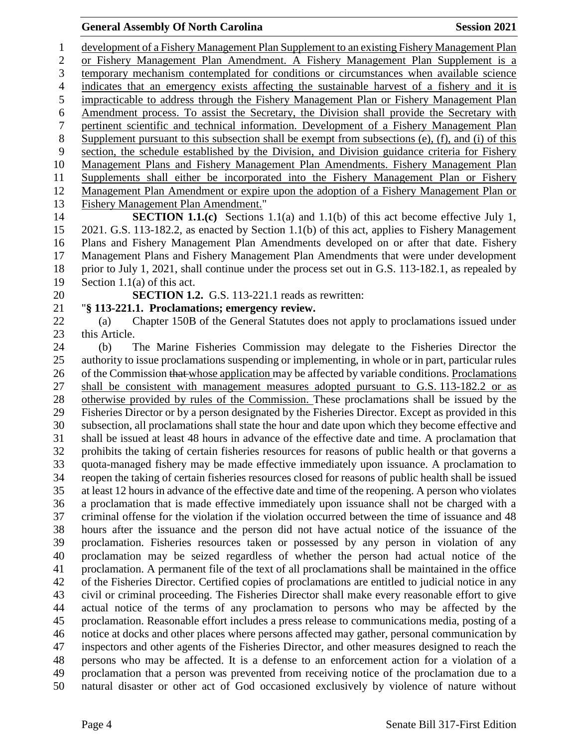development of a Fishery Management Plan Supplement to an existing Fishery Management Plan or Fishery Management Plan Amendment. A Fishery Management Plan Supplement is a temporary mechanism contemplated for conditions or circumstances when available science indicates that an emergency exists affecting the sustainable harvest of a fishery and it is impracticable to address through the Fishery Management Plan or Fishery Management Plan Amendment process. To assist the Secretary, the Division shall provide the Secretary with pertinent scientific and technical information. Development of a Fishery Management Plan Supplement pursuant to this subsection shall be exempt from subsections (e), (f), and (i) of this section, the schedule established by the Division, and Division guidance criteria for Fishery Management Plans and Fishery Management Plan Amendments. Fishery Management Plan Supplements shall either be incorporated into the Fishery Management Plan or Fishery Management Plan Amendment or expire upon the adoption of a Fishery Management Plan or Fishery Management Plan Amendment."

**SECTION 1.1.(c)** Sections 1.1(a) and 1.1(b) of this act become effective July 1, 2021. G.S. 113-182.2, as enacted by Section 1.1(b) of this act, applies to Fishery Management Plans and Fishery Management Plan Amendments developed on or after that date. Fishery Management Plans and Fishery Management Plan Amendments that were under development prior to July 1, 2021, shall continue under the process set out in G.S. 113-182.1, as repealed by Section 1.1(a) of this act.

**SECTION 1.2.** G.S. 113-221.1 reads as rewritten:

"**§ 113-221.1. Proclamations; emergency review.**

(a) Chapter 150B of the General Statutes does not apply to proclamations issued under this Article.

(b) The Marine Fisheries Commission may delegate to the Fisheries Director the authority to issue proclamations suspending or implementing, in whole or in part, particular rules of the Commission ~~that~~ whose application may be affected by variable conditions. Proclamations shall be consistent with management measures adopted pursuant to G.S. 113-182.2 or as otherwise provided by rules of the Commission. These proclamations shall be issued by the Fisheries Director or by a person designated by the Fisheries Director. Except as provided in this subsection, all proclamations shall state the hour and date upon which they become effective and shall be issued at least 48 hours in advance of the effective date and time. A proclamation that prohibits the taking of certain fisheries resources for reasons of public health or that governs a quota-managed fishery may be made effective immediately upon issuance. A proclamation to reopen the taking of certain fisheries resources closed for reasons of public health shall be issued at least 12 hours in advance of the effective date and time of the reopening. A person who violates a proclamation that is made effective immediately upon issuance shall not be charged with a criminal offense for the violation if the violation occurred between the time of issuance and 48 hours after the issuance and the person did not have actual notice of the issuance of the proclamation. Fisheries resources taken or possessed by any person in violation of any proclamation may be seized regardless of whether the person had actual notice of the proclamation. A permanent file of the text of all proclamations shall be maintained in the office of the Fisheries Director. Certified copies of proclamations are entitled to judicial notice in any civil or criminal proceeding. The Fisheries Director shall make every reasonable effort to give actual notice of the terms of any proclamation to persons who may be affected by the proclamation. Reasonable effort includes a press release to communications media, posting of a notice at docks and other places where persons affected may gather, personal communication by inspectors and other agents of the Fisheries Director, and other measures designed to reach the persons who may be affected. It is a defense to an enforcement action for a violation of a proclamation that a person was prevented from receiving notice of the proclamation due to a natural disaster or other act of God occasioned exclusively by violence of nature without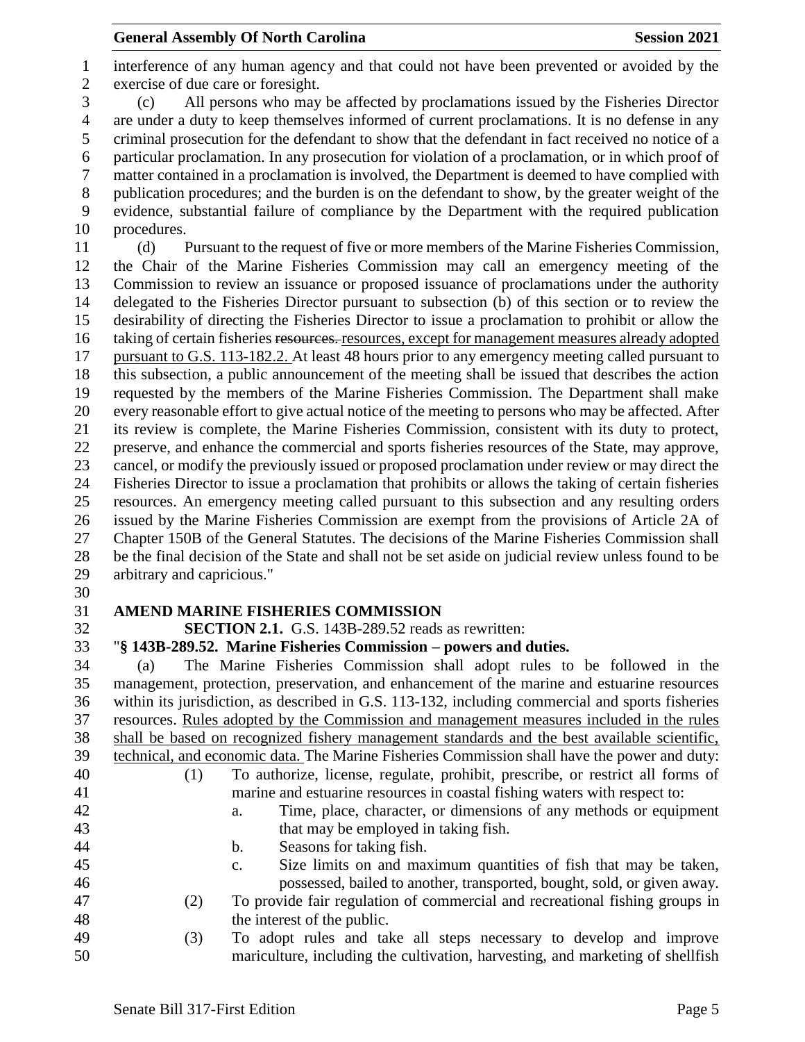interference of any human agency and that could not have been prevented or avoided by the exercise of due care or foresight.

(c) All persons who may be affected by proclamations issued by the Fisheries Director are under a duty to keep themselves informed of current proclamations. It is no defense in any criminal prosecution for the defendant to show that the defendant in fact received no notice of a particular proclamation. In any prosecution for violation of a proclamation, or in which proof of matter contained in a proclamation is involved, the Department is deemed to have complied with publication procedures; and the burden is on the defendant to show, by the greater weight of the evidence, substantial failure of compliance by the Department with the required publication procedures.

(d) Pursuant to the request of five or more members of the Marine Fisheries Commission, the Chair of the Marine Fisheries Commission may call an emergency meeting of the Commission to review an issuance or proposed issuance of proclamations under the authority delegated to the Fisheries Director pursuant to subsection (b) of this section or to review the desirability of directing the Fisheries Director to issue a proclamation to prohibit or allow the taking of certain fisheries ~~resources.~~ resources, except for management measures already adopted pursuant to G.S. 113-182.2. At least 48 hours prior to any emergency meeting called pursuant to this subsection, a public announcement of the meeting shall be issued that describes the action requested by the members of the Marine Fisheries Commission. The Department shall make every reasonable effort to give actual notice of the meeting to persons who may be affected. After its review is complete, the Marine Fisheries Commission, consistent with its duty to protect, preserve, and enhance the commercial and sports fisheries resources of the State, may approve, cancel, or modify the previously issued or proposed proclamation under review or may direct the Fisheries Director to issue a proclamation that prohibits or allows the taking of certain fisheries resources. An emergency meeting called pursuant to this subsection and any resulting orders issued by the Marine Fisheries Commission are exempt from the provisions of Article 2A of Chapter 150B of the General Statutes. The decisions of the Marine Fisheries Commission shall be the final decision of the State and shall not be set aside on judicial review unless found to be arbitrary and capricious."

**AMEND MARINE FISHERIES COMMISSION**

**SECTION 2.1.** G.S. 143B-289.52 reads as rewritten:

"**§ 143B-289.52. Marine Fisheries Commission – powers and duties.**

(a) The Marine Fisheries Commission shall adopt rules to be followed in the management, protection, preservation, and enhancement of the marine and estuarine resources within its jurisdiction, as described in G.S. 113-132, including commercial and sports fisheries resources. <u>Rules adopted by the Commission and management measures included in the rules shall be based on recognized fishery management standards and the best available scientific, technical, and economic data.</u> The Marine Fisheries Commission shall have the power and duty:

(1) To authorize, license, regulate, prohibit, prescribe, or restrict all forms of marine and estuarine resources in coastal fishing waters with respect to:

a. Time, place, character, or dimensions of any methods or equipment that may be employed in taking fish.

b. Seasons for taking fish.

c. Size limits on and maximum quantities of fish that may be taken, possessed, bailed to another, transported, bought, sold, or given away.

(2) To provide fair regulation of commercial and recreational fishing groups in the interest of the public.

(3) To adopt rules and take all steps necessary to develop and improve mariculture, including the cultivation, harvesting, and marketing of shellfish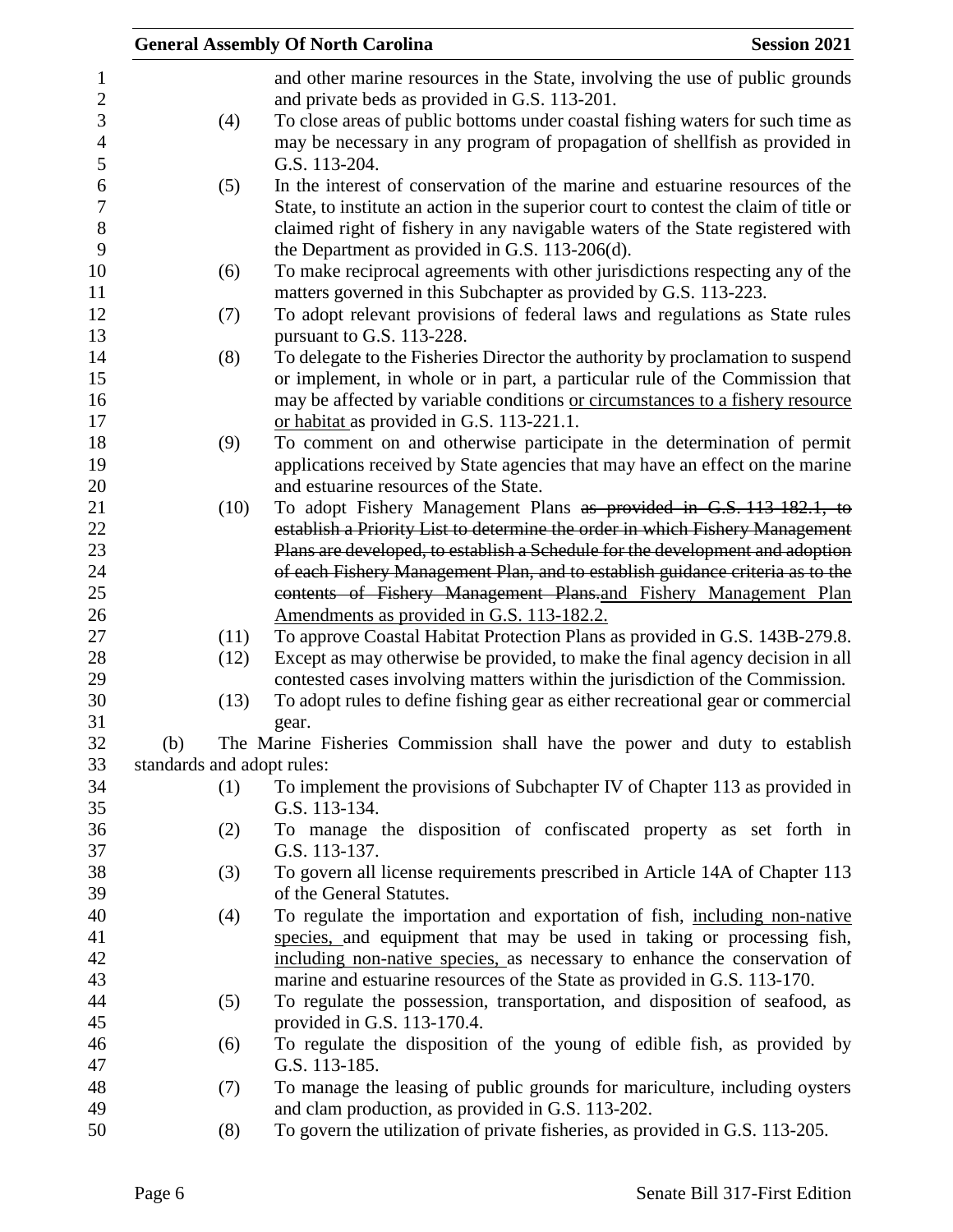and other marine resources in the State, involving the use of public grounds and private beds as provided in G.S. 113-201.

(4) To close areas of public bottoms under coastal fishing waters for such time as may be necessary in any program of propagation of shellfish as provided in G.S. 113-204.

(5) In the interest of conservation of the marine and estuarine resources of the State, to institute an action in the superior court to contest the claim of title or claimed right of fishery in any navigable waters of the State registered with the Department as provided in G.S. 113-206(d).

(6) To make reciprocal agreements with other jurisdictions respecting any of the matters governed in this Subchapter as provided by G.S. 113-223.

(7) To adopt relevant provisions of federal laws and regulations as State rules pursuant to G.S. 113-228.

(8) To delegate to the Fisheries Director the authority by proclamation to suspend or implement, in whole or in part, a particular rule of the Commission that may be affected by variable conditions <u>or circumstances to a fishery resource or habitat</u> as provided in G.S. 113-221.1.

(9) To comment on and otherwise participate in the determination of permit applications received by State agencies that may have an effect on the marine and estuarine resources of the State.

(10) To adopt Fishery Management Plans ~~as provided in G.S. 113-182.1, to establish a Priority List to determine the order in which Fishery Management Plans are developed, to establish a Schedule for the development and adoption of each Fishery Management Plan, and to establish guidance criteria as to the contents of Fishery Management Plans.~~<u>and Fishery Management Plan Amendments as provided in G.S. 113-182.2.</u>

(11) To approve Coastal Habitat Protection Plans as provided in G.S. 143B-279.8.

(12) Except as may otherwise be provided, to make the final agency decision in all contested cases involving matters within the jurisdiction of the Commission.

(13) To adopt rules to define fishing gear as either recreational gear or commercial gear.

(b) The Marine Fisheries Commission shall have the power and duty to establish standards and adopt rules:

(1) To implement the provisions of Subchapter IV of Chapter 113 as provided in G.S. 113-134.

(2) To manage the disposition of confiscated property as set forth in G.S. 113-137.

(3) To govern all license requirements prescribed in Article 14A of Chapter 113 of the General Statutes.

(4) To regulate the importation and exportation of fish, <u>including non-native species,</u> and equipment that may be used in taking or processing fish, <u>including non-native species,</u> as necessary to enhance the conservation of marine and estuarine resources of the State as provided in G.S. 113-170.

(5) To regulate the possession, transportation, and disposition of seafood, as provided in G.S. 113-170.4.

(6) To regulate the disposition of the young of edible fish, as provided by G.S. 113-185.

(7) To manage the leasing of public grounds for mariculture, including oysters and clam production, as provided in G.S. 113-202.

(8) To govern the utilization of private fisheries, as provided in G.S. 113-205.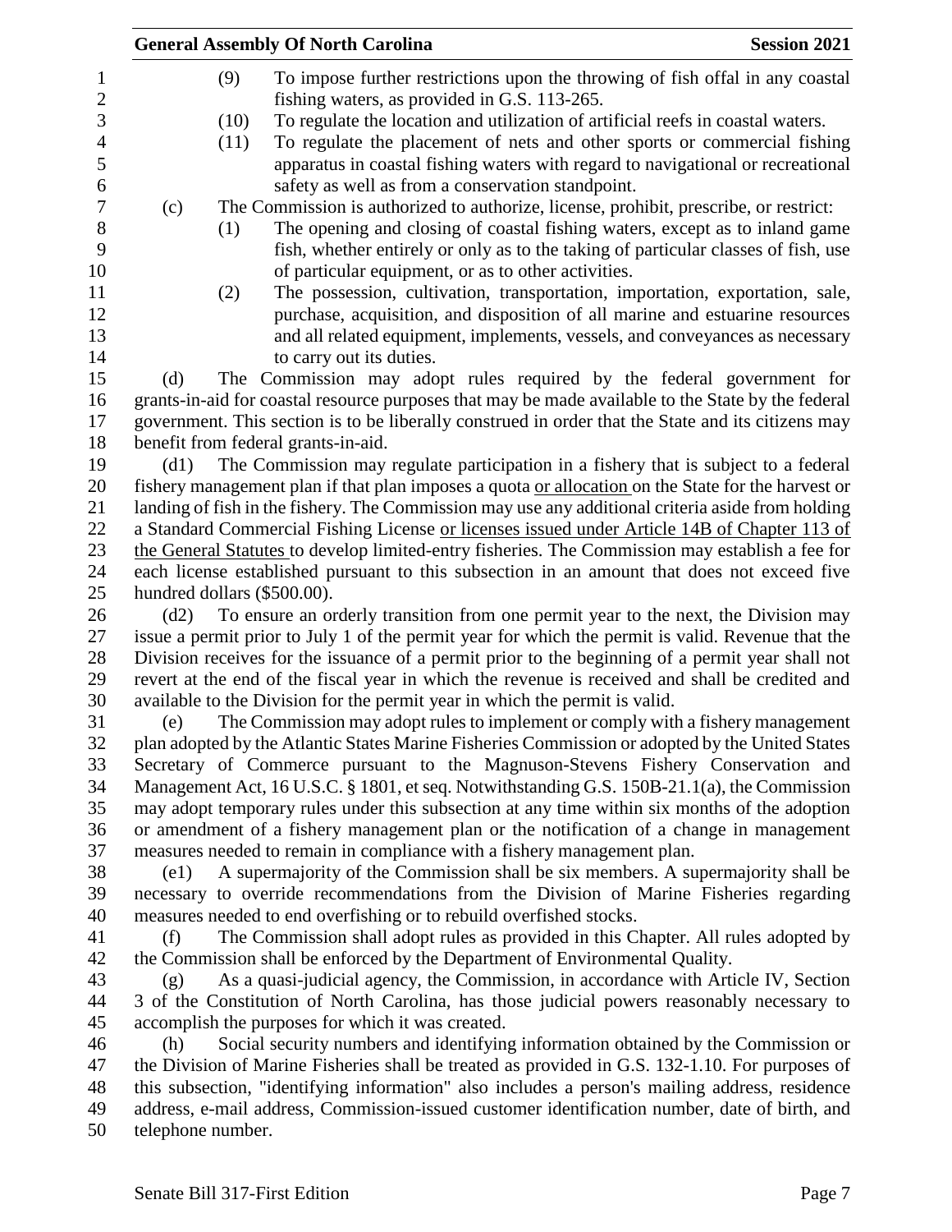(9) To impose further restrictions upon the throwing of fish offal in any coastal fishing waters, as provided in G.S. 113-265.

(10) To regulate the location and utilization of artificial reefs in coastal waters.

(11) To regulate the placement of nets and other sports or commercial fishing apparatus in coastal fishing waters with regard to navigational or recreational safety as well as from a conservation standpoint.

(c) The Commission is authorized to authorize, license, prohibit, prescribe, or restrict:

(1) The opening and closing of coastal fishing waters, except as to inland game fish, whether entirely or only as to the taking of particular classes of fish, use of particular equipment, or as to other activities.

(2) The possession, cultivation, transportation, importation, exportation, sale, purchase, acquisition, and disposition of all marine and estuarine resources and all related equipment, implements, vessels, and conveyances as necessary to carry out its duties.

(d) The Commission may adopt rules required by the federal government for grants-in-aid for coastal resource purposes that may be made available to the State by the federal government. This section is to be liberally construed in order that the State and its citizens may benefit from federal grants-in-aid.

(d1) The Commission may regulate participation in a fishery that is subject to a federal fishery management plan if that plan imposes a quota <u>or allocation</u> on the State for the harvest or landing of fish in the fishery. The Commission may use any additional criteria aside from holding a Standard Commercial Fishing License <u>or licenses issued under Article 14B of Chapter 113 of the General Statutes</u> to develop limited-entry fisheries. The Commission may establish a fee for each license established pursuant to this subsection in an amount that does not exceed five hundred dollars ($500.00).

(d2) To ensure an orderly transition from one permit year to the next, the Division may issue a permit prior to July 1 of the permit year for which the permit is valid. Revenue that the Division receives for the issuance of a permit prior to the beginning of a permit year shall not revert at the end of the fiscal year in which the revenue is received and shall be credited and available to the Division for the permit year in which the permit is valid.

(e) The Commission may adopt rules to implement or comply with a fishery management plan adopted by the Atlantic States Marine Fisheries Commission or adopted by the United States Secretary of Commerce pursuant to the Magnuson-Stevens Fishery Conservation and Management Act, 16 U.S.C. § 1801, et seq. Notwithstanding G.S. 150B-21.1(a), the Commission may adopt temporary rules under this subsection at any time within six months of the adoption or amendment of a fishery management plan or the notification of a change in management measures needed to remain in compliance with a fishery management plan.

(e1) A supermajority of the Commission shall be six members. A supermajority shall be necessary to override recommendations from the Division of Marine Fisheries regarding measures needed to end overfishing or to rebuild overfished stocks.

(f) The Commission shall adopt rules as provided in this Chapter. All rules adopted by the Commission shall be enforced by the Department of Environmental Quality.

(g) As a quasi-judicial agency, the Commission, in accordance with Article IV, Section 3 of the Constitution of North Carolina, has those judicial powers reasonably necessary to accomplish the purposes for which it was created.

(h) Social security numbers and identifying information obtained by the Commission or the Division of Marine Fisheries shall be treated as provided in G.S. 132-1.10. For purposes of this subsection, "identifying information" also includes a person's mailing address, residence address, e-mail address, Commission-issued customer identification number, date of birth, and telephone number.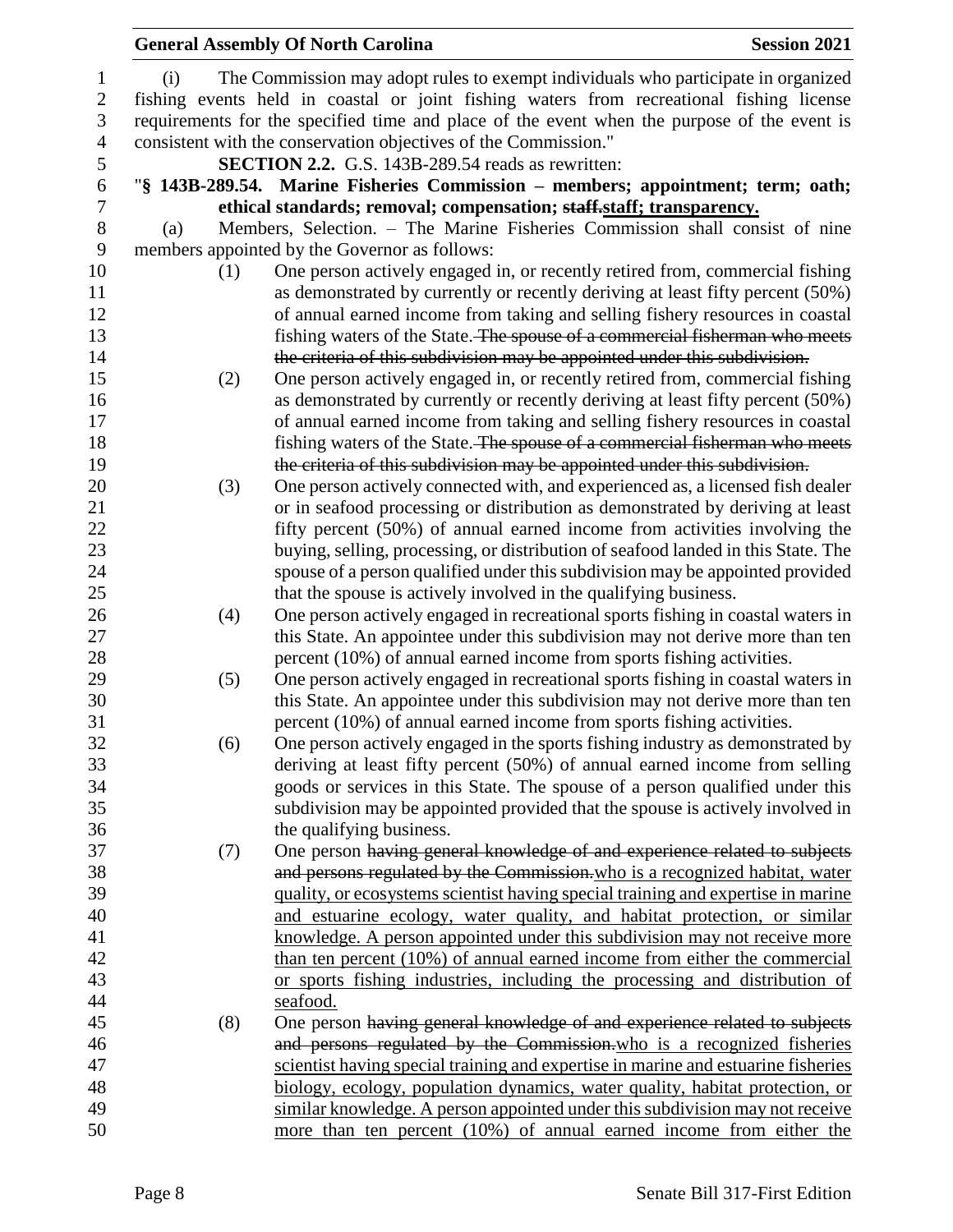(i) The Commission may adopt rules to exempt individuals who participate in organized fishing events held in coastal or joint fishing waters from recreational fishing license requirements for the specified time and place of the event when the purpose of the event is consistent with the conservation objectives of the Commission."

**SECTION 2.2.** G.S. 143B-289.54 reads as rewritten:

"**§ 143B-289.54. Marine Fisheries Commission – members; appointment; term; oath; ethical standards; removal; compensation; ~~staff.~~staff; transparency.**

(a) Members, Selection. – The Marine Fisheries Commission shall consist of nine members appointed by the Governor as follows:

(1) One person actively engaged in, or recently retired from, commercial fishing as demonstrated by currently or recently deriving at least fifty percent (50%) of annual earned income from taking and selling fishery resources in coastal fishing waters of the State. ~~The spouse of a commercial fisherman who meets the criteria of this subdivision may be appointed under this subdivision.~~

(2) One person actively engaged in, or recently retired from, commercial fishing as demonstrated by currently or recently deriving at least fifty percent (50%) of annual earned income from taking and selling fishery resources in coastal fishing waters of the State. ~~The spouse of a commercial fisherman who meets the criteria of this subdivision may be appointed under this subdivision.~~

(3) One person actively connected with, and experienced as, a licensed fish dealer or in seafood processing or distribution as demonstrated by deriving at least fifty percent (50%) of annual earned income from activities involving the buying, selling, processing, or distribution of seafood landed in this State. The spouse of a person qualified under this subdivision may be appointed provided that the spouse is actively involved in the qualifying business.

(4) One person actively engaged in recreational sports fishing in coastal waters in this State. An appointee under this subdivision may not derive more than ten percent (10%) of annual earned income from sports fishing activities.

(5) One person actively engaged in recreational sports fishing in coastal waters in this State. An appointee under this subdivision may not derive more than ten percent (10%) of annual earned income from sports fishing activities.

(6) One person actively engaged in the sports fishing industry as demonstrated by deriving at least fifty percent (50%) of annual earned income from selling goods or services in this State. The spouse of a person qualified under this subdivision may be appointed provided that the spouse is actively involved in the qualifying business.

(7) One person ~~having general knowledge of and experience related to subjects and persons regulated by the Commission.~~<u>who is a recognized habitat, water quality, or ecosystems scientist having special training and expertise in marine and estuarine ecology, water quality, and habitat protection, or similar knowledge. A person appointed under this subdivision may not receive more than ten percent (10%) of annual earned income from either the commercial or sports fishing industries, including the processing and distribution of seafood.</u>

(8) One person ~~having general knowledge of and experience related to subjects and persons regulated by the Commission.~~<u>who is a recognized fisheries scientist having special training and expertise in marine and estuarine fisheries biology, ecology, population dynamics, water quality, habitat protection, or similar knowledge. A person appointed under this subdivision may not receive more than ten percent (10%) of annual earned income from either the</u>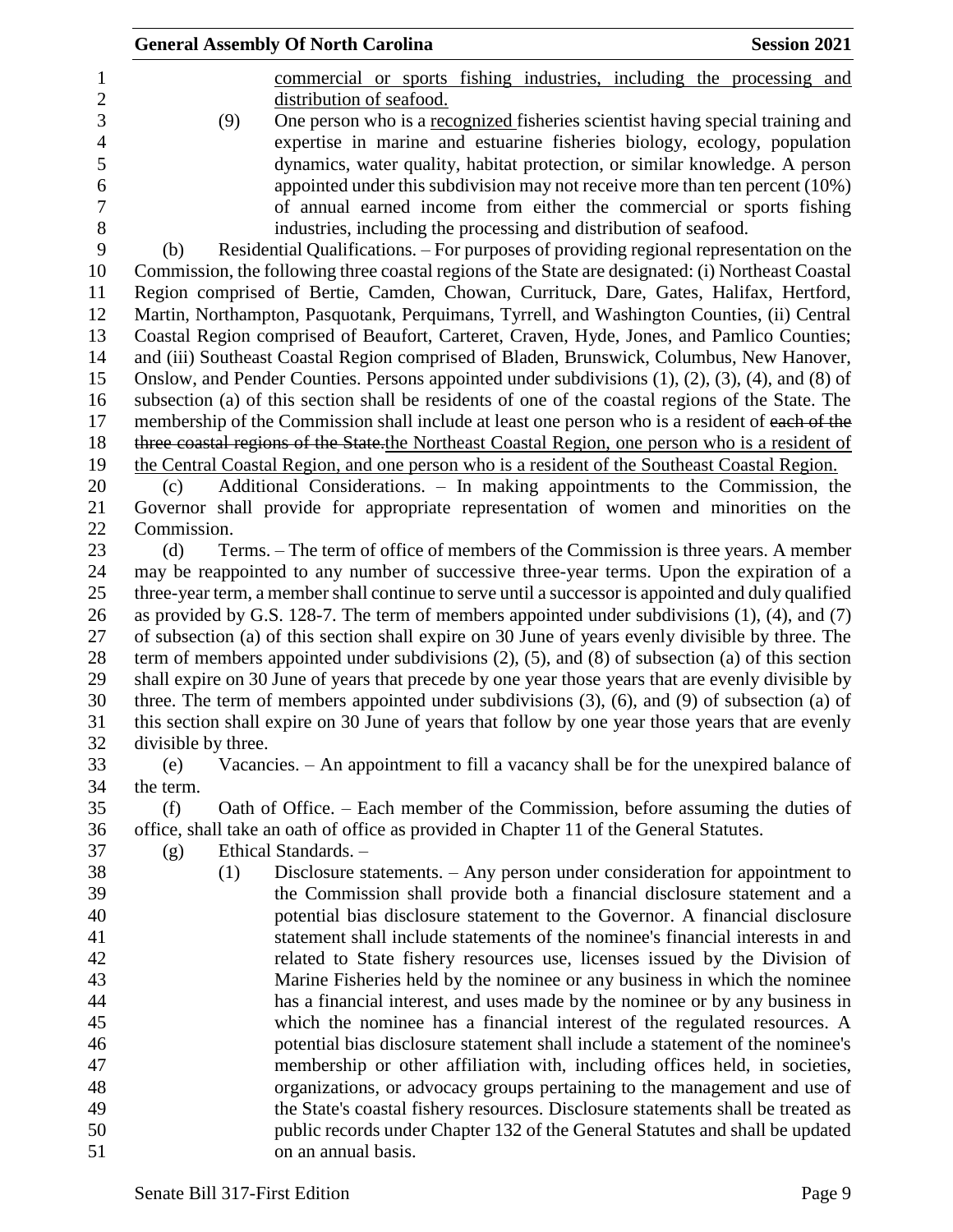commercial or sports fishing industries, including the processing and distribution of seafood.

(9) One person who is a recognized fisheries scientist having special training and expertise in marine and estuarine fisheries biology, ecology, population dynamics, water quality, habitat protection, or similar knowledge. A person appointed under this subdivision may not receive more than ten percent (10%) of annual earned income from either the commercial or sports fishing industries, including the processing and distribution of seafood.

(b) Residential Qualifications. – For purposes of providing regional representation on the Commission, the following three coastal regions of the State are designated: (i) Northeast Coastal Region comprised of Bertie, Camden, Chowan, Currituck, Dare, Gates, Halifax, Hertford, Martin, Northampton, Pasquotank, Perquimans, Tyrrell, and Washington Counties, (ii) Central Coastal Region comprised of Beaufort, Carteret, Craven, Hyde, Jones, and Pamlico Counties; and (iii) Southeast Coastal Region comprised of Bladen, Brunswick, Columbus, New Hanover, Onslow, and Pender Counties. Persons appointed under subdivisions (1), (2), (3), (4), and (8) of subsection (a) of this section shall be residents of one of the coastal regions of the State. The membership of the Commission shall include at least one person who is a resident of ~~each of the three coastal regions of the State.~~the Northeast Coastal Region, one person who is a resident of the Central Coastal Region, and one person who is a resident of the Southeast Coastal Region.

(c) Additional Considerations. – In making appointments to the Commission, the Governor shall provide for appropriate representation of women and minorities on the Commission.

(d) Terms. – The term of office of members of the Commission is three years. A member may be reappointed to any number of successive three-year terms. Upon the expiration of a three-year term, a member shall continue to serve until a successor is appointed and duly qualified as provided by G.S. 128-7. The term of members appointed under subdivisions (1), (4), and (7) of subsection (a) of this section shall expire on 30 June of years evenly divisible by three. The term of members appointed under subdivisions (2), (5), and (8) of subsection (a) of this section shall expire on 30 June of years that precede by one year those years that are evenly divisible by three. The term of members appointed under subdivisions (3), (6), and (9) of subsection (a) of this section shall expire on 30 June of years that follow by one year those years that are evenly divisible by three.

(e) Vacancies. – An appointment to fill a vacancy shall be for the unexpired balance of the term.

(f) Oath of Office. – Each member of the Commission, before assuming the duties of office, shall take an oath of office as provided in Chapter 11 of the General Statutes.

(g) Ethical Standards. –

(1) Disclosure statements. – Any person under consideration for appointment to the Commission shall provide both a financial disclosure statement and a potential bias disclosure statement to the Governor. A financial disclosure statement shall include statements of the nominee's financial interests in and related to State fishery resources use, licenses issued by the Division of Marine Fisheries held by the nominee or any business in which the nominee has a financial interest, and uses made by the nominee or by any business in which the nominee has a financial interest of the regulated resources. A potential bias disclosure statement shall include a statement of the nominee's membership or other affiliation with, including offices held, in societies, organizations, or advocacy groups pertaining to the management and use of the State's coastal fishery resources. Disclosure statements shall be treated as public records under Chapter 132 of the General Statutes and shall be updated on an annual basis.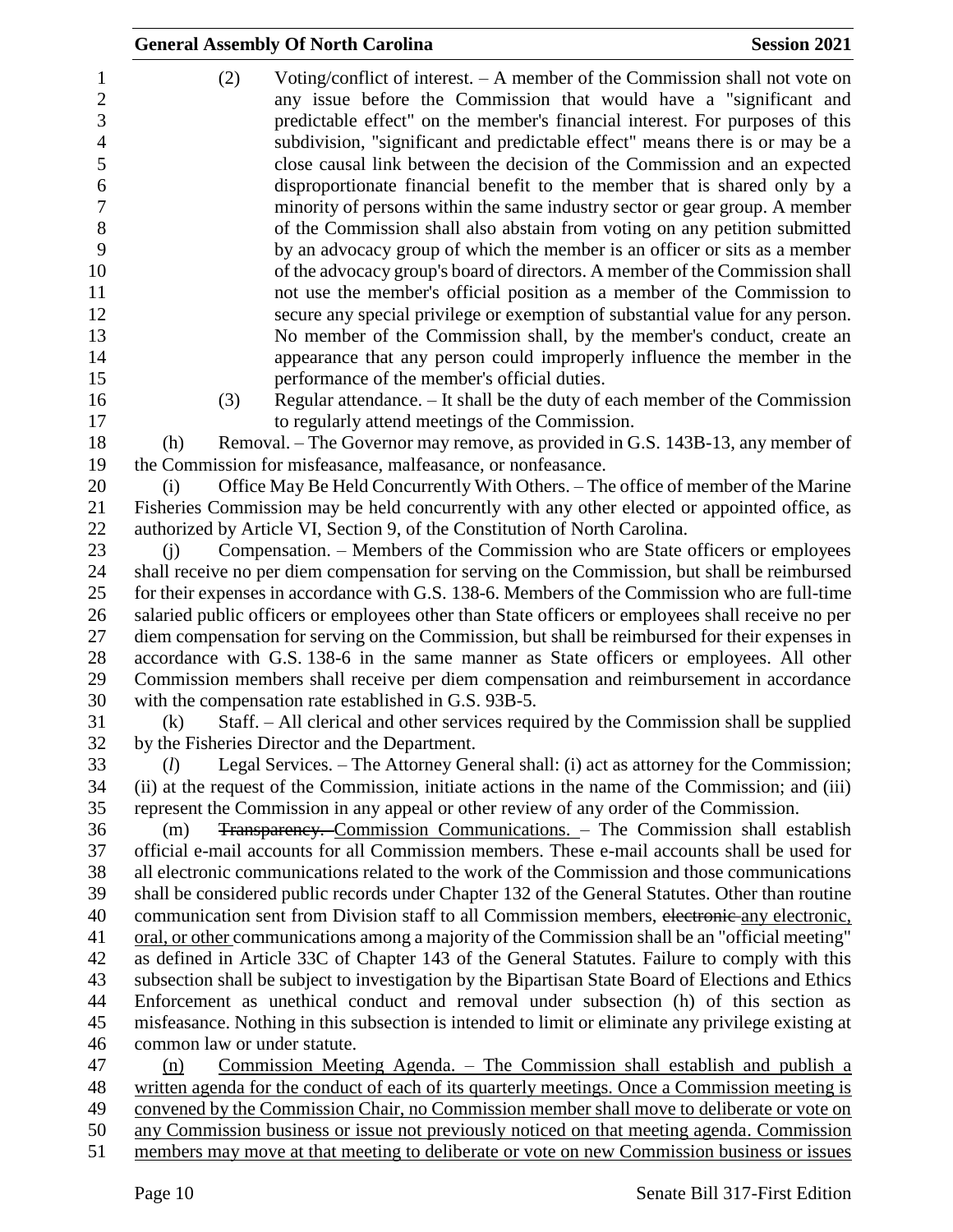(2) Voting/conflict of interest. – A member of the Commission shall not vote on any issue before the Commission that would have a "significant and predictable effect" on the member's financial interest. For purposes of this subdivision, "significant and predictable effect" means there is or may be a close causal link between the decision of the Commission and an expected disproportionate financial benefit to the member that is shared only by a minority of persons within the same industry sector or gear group. A member of the Commission shall also abstain from voting on any petition submitted by an advocacy group of which the member is an officer or sits as a member of the advocacy group's board of directors. A member of the Commission shall not use the member's official position as a member of the Commission to secure any special privilege or exemption of substantial value for any person. No member of the Commission shall, by the member's conduct, create an appearance that any person could improperly influence the member in the performance of the member's official duties.

(3) Regular attendance. – It shall be the duty of each member of the Commission to regularly attend meetings of the Commission.

(h) Removal. – The Governor may remove, as provided in G.S. 143B-13, any member of the Commission for misfeasance, malfeasance, or nonfeasance.

(i) Office May Be Held Concurrently With Others. – The office of member of the Marine Fisheries Commission may be held concurrently with any other elected or appointed office, as authorized by Article VI, Section 9, of the Constitution of North Carolina.

(j) Compensation. – Members of the Commission who are State officers or employees shall receive no per diem compensation for serving on the Commission, but shall be reimbursed for their expenses in accordance with G.S. 138-6. Members of the Commission who are full-time salaried public officers or employees other than State officers or employees shall receive no per diem compensation for serving on the Commission, but shall be reimbursed for their expenses in accordance with G.S. 138-6 in the same manner as State officers or employees. All other Commission members shall receive per diem compensation and reimbursement in accordance with the compensation rate established in G.S. 93B-5.

(k) Staff. – All clerical and other services required by the Commission shall be supplied by the Fisheries Director and the Department.

(*l*) Legal Services. – The Attorney General shall: (i) act as attorney for the Commission; (ii) at the request of the Commission, initiate actions in the name of the Commission; and (iii) represent the Commission in any appeal or other review of any order of the Commission.

(m) ~~Transparency.~~ <u>Commission Communications.</u> – The Commission shall establish official e-mail accounts for all Commission members. These e-mail accounts shall be used for all electronic communications related to the work of the Commission and those communications shall be considered public records under Chapter 132 of the General Statutes. Other than routine communication sent from Division staff to all Commission members, ~~electronic~~ <u>any electronic, oral, or other</u> communications among a majority of the Commission shall be an "official meeting" as defined in Article 33C of Chapter 143 of the General Statutes. Failure to comply with this subsection shall be subject to investigation by the Bipartisan State Board of Elections and Ethics Enforcement as unethical conduct and removal under subsection (h) of this section as misfeasance. Nothing in this subsection is intended to limit or eliminate any privilege existing at common law or under statute.

<u>(n) Commission Meeting Agenda. – The Commission shall establish and publish a written agenda for the conduct of each of its quarterly meetings. Once a Commission meeting is convened by the Commission Chair, no Commission member shall move to deliberate or vote on any Commission business or issue not previously noticed on that meeting agenda. Commission members may move at that meeting to deliberate or vote on new Commission business or issues</u>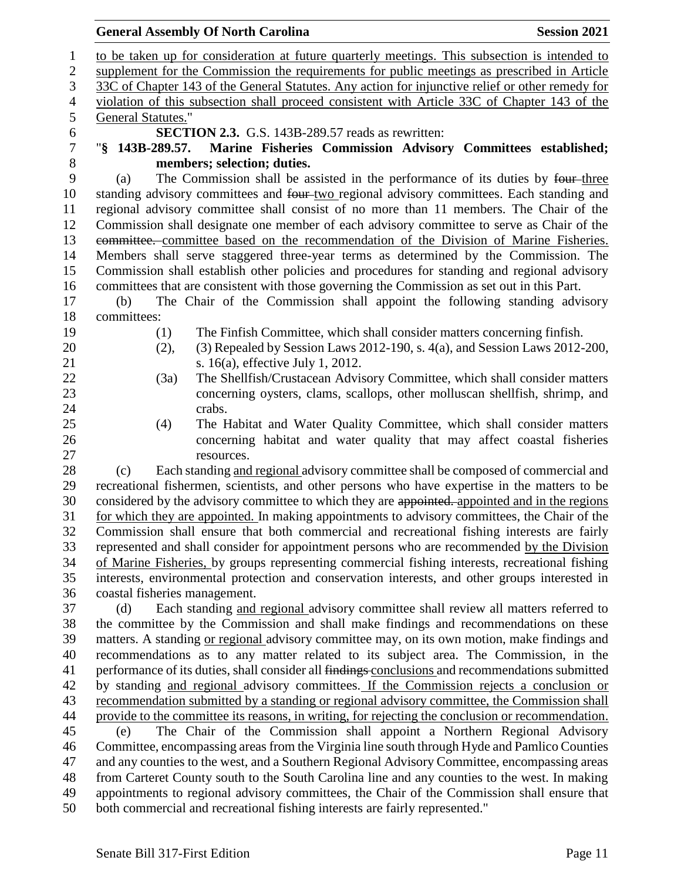to be taken up for consideration at future quarterly meetings. This subsection is intended to supplement for the Commission the requirements for public meetings as prescribed in Article 33C of Chapter 143 of the General Statutes. Any action for injunctive relief or other remedy for violation of this subsection shall proceed consistent with Article 33C of Chapter 143 of the General Statutes."

**SECTION 2.3.** G.S. 143B-289.57 reads as rewritten:

"**§ 143B-289.57. Marine Fisheries Commission Advisory Committees established; members; selection; duties.**

(a) The Commission shall be assisted in the performance of its duties by ~~four~~ three standing advisory committees and ~~four~~ two regional advisory committees. Each standing and regional advisory committee shall consist of no more than 11 members. The Chair of the Commission shall designate one member of each advisory committee to serve as Chair of the ~~committee.~~ committee based on the recommendation of the Division of Marine Fisheries. Members shall serve staggered three-year terms as determined by the Commission. The Commission shall establish other policies and procedures for standing and regional advisory committees that are consistent with those governing the Commission as set out in this Part.

(b) The Chair of the Commission shall appoint the following standing advisory committees:

(1) The Finfish Committee, which shall consider matters concerning finfish.

(2), (3) Repealed by Session Laws 2012-190, s. 4(a), and Session Laws 2012-200, s. 16(a), effective July 1, 2012.

(3a) The Shellfish/Crustacean Advisory Committee, which shall consider matters concerning oysters, clams, scallops, other molluscan shellfish, shrimp, and crabs.

(4) The Habitat and Water Quality Committee, which shall consider matters concerning habitat and water quality that may affect coastal fisheries resources.

(c) Each standing and regional advisory committee shall be composed of commercial and recreational fishermen, scientists, and other persons who have expertise in the matters to be considered by the advisory committee to which they are ~~appointed.~~ appointed and in the regions for which they are appointed. In making appointments to advisory committees, the Chair of the Commission shall ensure that both commercial and recreational fishing interests are fairly represented and shall consider for appointment persons who are recommended by the Division of Marine Fisheries, by groups representing commercial fishing interests, recreational fishing interests, environmental protection and conservation interests, and other groups interested in coastal fisheries management.

(d) Each standing and regional advisory committee shall review all matters referred to the committee by the Commission and shall make findings and recommendations on these matters. A standing or regional advisory committee may, on its own motion, make findings and recommendations as to any matter related to its subject area. The Commission, in the performance of its duties, shall consider all ~~findings~~ conclusions and recommendations submitted by standing and regional advisory committees. If the Commission rejects a conclusion or recommendation submitted by a standing or regional advisory committee, the Commission shall provide to the committee its reasons, in writing, for rejecting the conclusion or recommendation.

(e) The Chair of the Commission shall appoint a Northern Regional Advisory Committee, encompassing areas from the Virginia line south through Hyde and Pamlico Counties and any counties to the west, and a Southern Regional Advisory Committee, encompassing areas from Carteret County south to the South Carolina line and any counties to the west. In making appointments to regional advisory committees, the Chair of the Commission shall ensure that both commercial and recreational fishing interests are fairly represented."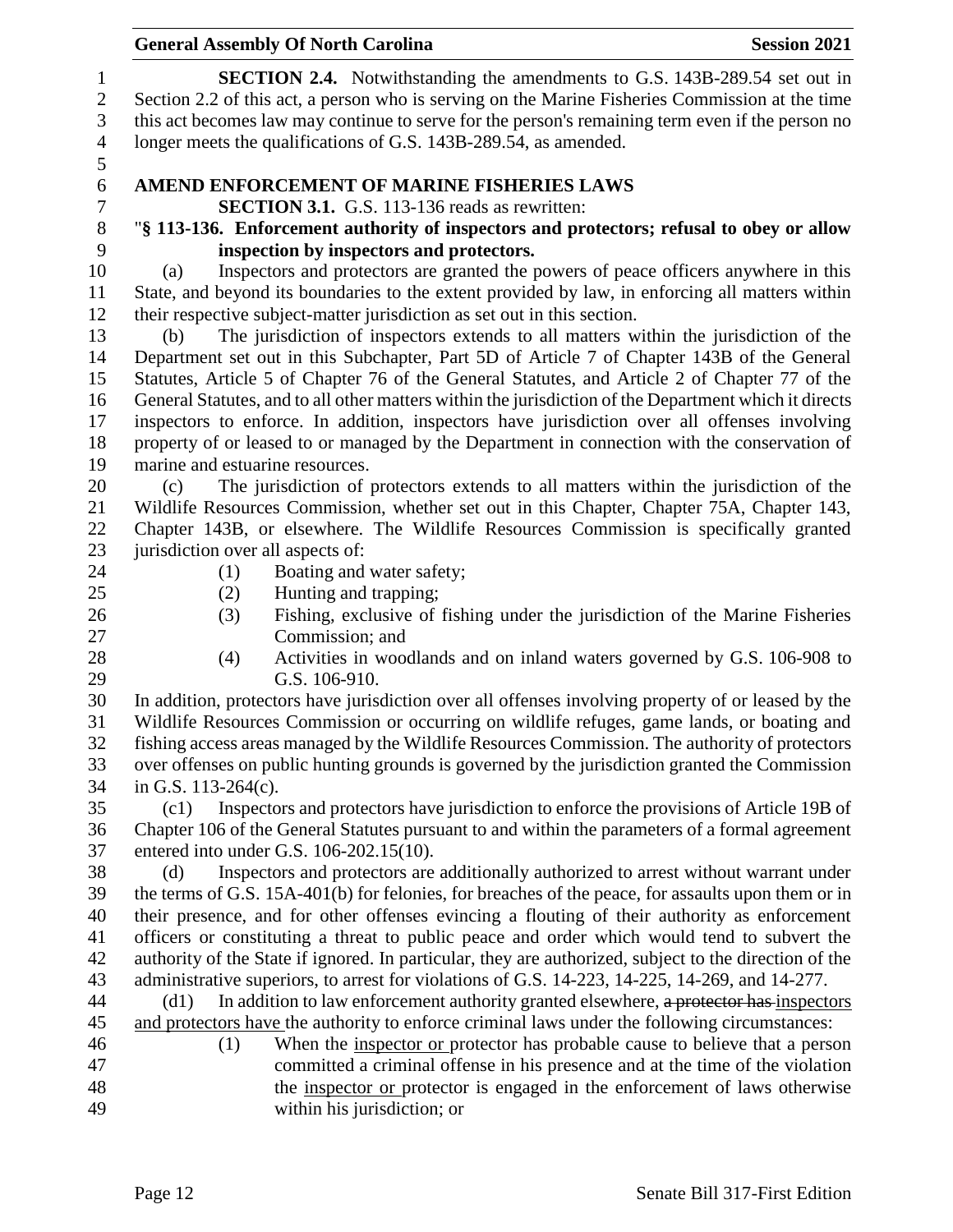**SECTION 2.4.** Notwithstanding the amendments to G.S. 143B-289.54 set out in Section 2.2 of this act, a person who is serving on the Marine Fisheries Commission at the time this act becomes law may continue to serve for the person's remaining term even if the person no longer meets the qualifications of G.S. 143B-289.54, as amended.

**AMEND ENFORCEMENT OF MARINE FISHERIES LAWS**

**SECTION 3.1.** G.S. 113-136 reads as rewritten:

"**§ 113-136. Enforcement authority of inspectors and protectors; refusal to obey or allow inspection by inspectors and protectors.**

(a) Inspectors and protectors are granted the powers of peace officers anywhere in this State, and beyond its boundaries to the extent provided by law, in enforcing all matters within their respective subject-matter jurisdiction as set out in this section.

(b) The jurisdiction of inspectors extends to all matters within the jurisdiction of the Department set out in this Subchapter, Part 5D of Article 7 of Chapter 143B of the General Statutes, Article 5 of Chapter 76 of the General Statutes, and Article 2 of Chapter 77 of the General Statutes, and to all other matters within the jurisdiction of the Department which it directs inspectors to enforce. In addition, inspectors have jurisdiction over all offenses involving property of or leased to or managed by the Department in connection with the conservation of marine and estuarine resources.

(c) The jurisdiction of protectors extends to all matters within the jurisdiction of the Wildlife Resources Commission, whether set out in this Chapter, Chapter 75A, Chapter 143, Chapter 143B, or elsewhere. The Wildlife Resources Commission is specifically granted jurisdiction over all aspects of:

(1) Boating and water safety;
(2) Hunting and trapping;
(3) Fishing, exclusive of fishing under the jurisdiction of the Marine Fisheries Commission; and
(4) Activities in woodlands and on inland waters governed by G.S. 106-908 to G.S. 106-910.

In addition, protectors have jurisdiction over all offenses involving property of or leased by the Wildlife Resources Commission or occurring on wildlife refuges, game lands, or boating and fishing access areas managed by the Wildlife Resources Commission. The authority of protectors over offenses on public hunting grounds is governed by the jurisdiction granted the Commission in G.S. 113-264(c).

(c1) Inspectors and protectors have jurisdiction to enforce the provisions of Article 19B of Chapter 106 of the General Statutes pursuant to and within the parameters of a formal agreement entered into under G.S. 106-202.15(10).

(d) Inspectors and protectors are additionally authorized to arrest without warrant under the terms of G.S. 15A-401(b) for felonies, for breaches of the peace, for assaults upon them or in their presence, and for other offenses evincing a flouting of their authority as enforcement officers or constituting a threat to public peace and order which would tend to subvert the authority of the State if ignored. In particular, they are authorized, subject to the direction of the administrative superiors, to arrest for violations of G.S. 14-223, 14-225, 14-269, and 14-277.

(d1) In addition to law enforcement authority granted elsewhere, ~~a protector has~~ <u>inspectors and protectors have</u> the authority to enforce criminal laws under the following circumstances:

(1) When the <u>inspector or</u> protector has probable cause to believe that a person committed a criminal offense in his presence and at the time of the violation the <u>inspector or</u> protector is engaged in the enforcement of laws otherwise within his jurisdiction; or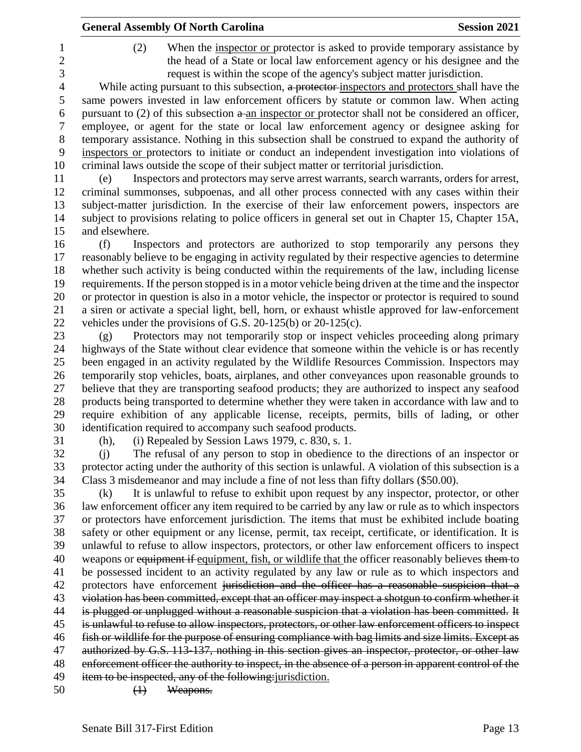(2) When the inspector or protector is asked to provide temporary assistance by the head of a State or local law enforcement agency or his designee and the request is within the scope of the agency's subject matter jurisdiction.

While acting pursuant to this subsection, ~~a protector~~ inspectors and protectors shall have the same powers invested in law enforcement officers by statute or common law. When acting pursuant to (2) of this subsection ~~a~~ an inspector or protector shall not be considered an officer, employee, or agent for the state or local law enforcement agency or designee asking for temporary assistance. Nothing in this subsection shall be construed to expand the authority of inspectors or protectors to initiate or conduct an independent investigation into violations of criminal laws outside the scope of their subject matter or territorial jurisdiction.

(e) Inspectors and protectors may serve arrest warrants, search warrants, orders for arrest, criminal summonses, subpoenas, and all other process connected with any cases within their subject-matter jurisdiction. In the exercise of their law enforcement powers, inspectors are subject to provisions relating to police officers in general set out in Chapter 15, Chapter 15A, and elsewhere.

(f) Inspectors and protectors are authorized to stop temporarily any persons they reasonably believe to be engaging in activity regulated by their respective agencies to determine whether such activity is being conducted within the requirements of the law, including license requirements. If the person stopped is in a motor vehicle being driven at the time and the inspector or protector in question is also in a motor vehicle, the inspector or protector is required to sound a siren or activate a special light, bell, horn, or exhaust whistle approved for law-enforcement vehicles under the provisions of G.S. 20-125(b) or 20-125(c).

(g) Protectors may not temporarily stop or inspect vehicles proceeding along primary highways of the State without clear evidence that someone within the vehicle is or has recently been engaged in an activity regulated by the Wildlife Resources Commission. Inspectors may temporarily stop vehicles, boats, airplanes, and other conveyances upon reasonable grounds to believe that they are transporting seafood products; they are authorized to inspect any seafood products being transported to determine whether they were taken in accordance with law and to require exhibition of any applicable license, receipts, permits, bills of lading, or other identification required to accompany such seafood products.

(h), (i) Repealed by Session Laws 1979, c. 830, s. 1.

(j) The refusal of any person to stop in obedience to the directions of an inspector or protector acting under the authority of this section is unlawful. A violation of this subsection is a Class 3 misdemeanor and may include a fine of not less than fifty dollars ($50.00).

(k) It is unlawful to refuse to exhibit upon request by any inspector, protector, or other law enforcement officer any item required to be carried by any law or rule as to which inspectors or protectors have enforcement jurisdiction. The items that must be exhibited include boating safety or other equipment or any license, permit, tax receipt, certificate, or identification. It is unlawful to refuse to allow inspectors, protectors, or other law enforcement officers to inspect weapons or ~~equipment if~~ equipment, fish, or wildlife that the officer reasonably believes ~~them~~ to be possessed incident to an activity regulated by any law or rule as to which inspectors and protectors have enforcement ~~jurisdiction and the officer has a reasonable suspicion that a violation has been committed, except that an officer may inspect a shotgun to confirm whether it is plugged or unplugged without a reasonable suspicion that a violation has been committed. It is unlawful to refuse to allow inspectors, protectors, or other law enforcement officers to inspect fish or wildlife for the purpose of ensuring compliance with bag limits and size limits. Except as authorized by G.S. 113-137, nothing in this section gives an inspector, protector, or other law enforcement officer the authority to inspect, in the absence of a person in apparent control of the item to be inspected, any of the following:~~ jurisdiction.

~~(1) Weapons.~~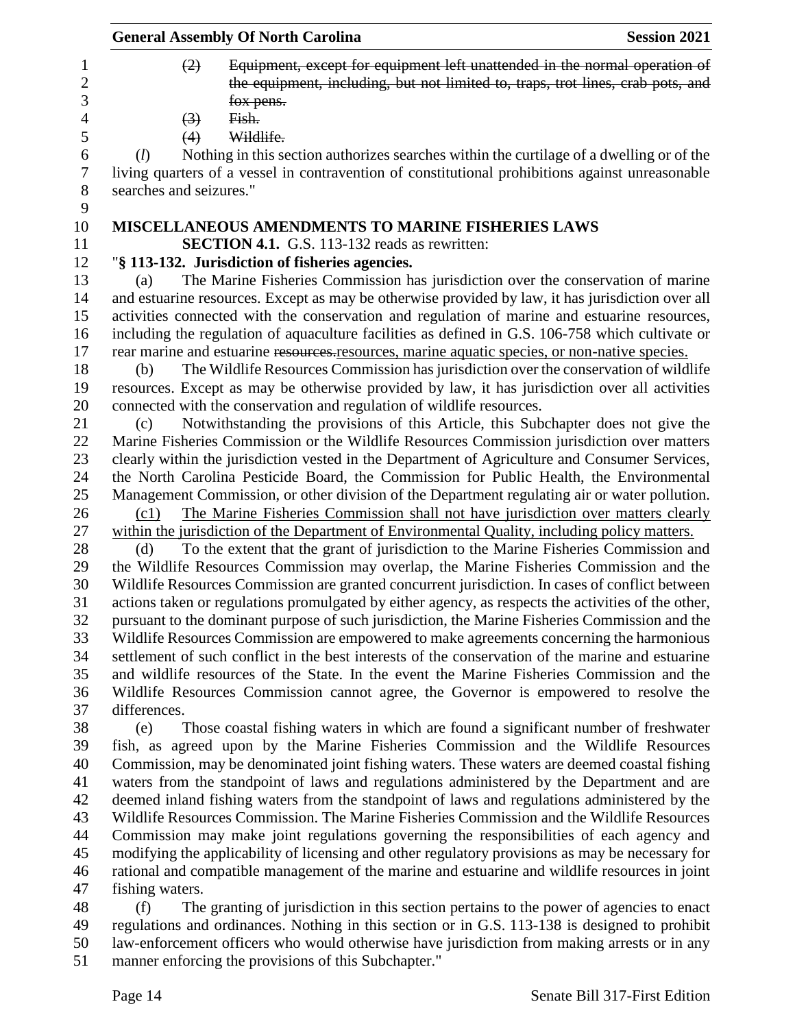(2) ~~Equipment, except for equipment left unattended in the normal operation of the equipment, including, but not limited to, traps, trot lines, crab pots, and fox pens.~~

(3) ~~Fish.~~

(4) ~~Wildlife.~~

(*l*) Nothing in this section authorizes searches within the curtilage of a dwelling or of the living quarters of a vessel in contravention of constitutional prohibitions against unreasonable searches and seizures."

**MISCELLANEOUS AMENDMENTS TO MARINE FISHERIES LAWS**

**SECTION 4.1.** G.S. 113-132 reads as rewritten:

"**§ 113-132. Jurisdiction of fisheries agencies.**

(a) The Marine Fisheries Commission has jurisdiction over the conservation of marine and estuarine resources. Except as may be otherwise provided by law, it has jurisdiction over all activities connected with the conservation and regulation of marine and estuarine resources, including the regulation of aquaculture facilities as defined in G.S. 106-758 which cultivate or rear marine and estuarine ~~resources.~~<u>resources, marine aquatic species, or non-native species.</u>

(b) The Wildlife Resources Commission has jurisdiction over the conservation of wildlife resources. Except as may be otherwise provided by law, it has jurisdiction over all activities connected with the conservation and regulation of wildlife resources.

(c) Notwithstanding the provisions of this Article, this Subchapter does not give the Marine Fisheries Commission or the Wildlife Resources Commission jurisdiction over matters clearly within the jurisdiction vested in the Department of Agriculture and Consumer Services, the North Carolina Pesticide Board, the Commission for Public Health, the Environmental Management Commission, or other division of the Department regulating air or water pollution.

<u>(c1) The Marine Fisheries Commission shall not have jurisdiction over matters clearly within the jurisdiction of the Department of Environmental Quality, including policy matters.</u>

(d) To the extent that the grant of jurisdiction to the Marine Fisheries Commission and the Wildlife Resources Commission may overlap, the Marine Fisheries Commission and the Wildlife Resources Commission are granted concurrent jurisdiction. In cases of conflict between actions taken or regulations promulgated by either agency, as respects the activities of the other, pursuant to the dominant purpose of such jurisdiction, the Marine Fisheries Commission and the Wildlife Resources Commission are empowered to make agreements concerning the harmonious settlement of such conflict in the best interests of the conservation of the marine and estuarine and wildlife resources of the State. In the event the Marine Fisheries Commission and the Wildlife Resources Commission cannot agree, the Governor is empowered to resolve the differences.

(e) Those coastal fishing waters in which are found a significant number of freshwater fish, as agreed upon by the Marine Fisheries Commission and the Wildlife Resources Commission, may be denominated joint fishing waters. These waters are deemed coastal fishing waters from the standpoint of laws and regulations administered by the Department and are deemed inland fishing waters from the standpoint of laws and regulations administered by the Wildlife Resources Commission. The Marine Fisheries Commission and the Wildlife Resources Commission may make joint regulations governing the responsibilities of each agency and modifying the applicability of licensing and other regulatory provisions as may be necessary for rational and compatible management of the marine and estuarine and wildlife resources in joint fishing waters.

(f) The granting of jurisdiction in this section pertains to the power of agencies to enact regulations and ordinances. Nothing in this section or in G.S. 113-138 is designed to prohibit law-enforcement officers who would otherwise have jurisdiction from making arrests or in any manner enforcing the provisions of this Subchapter."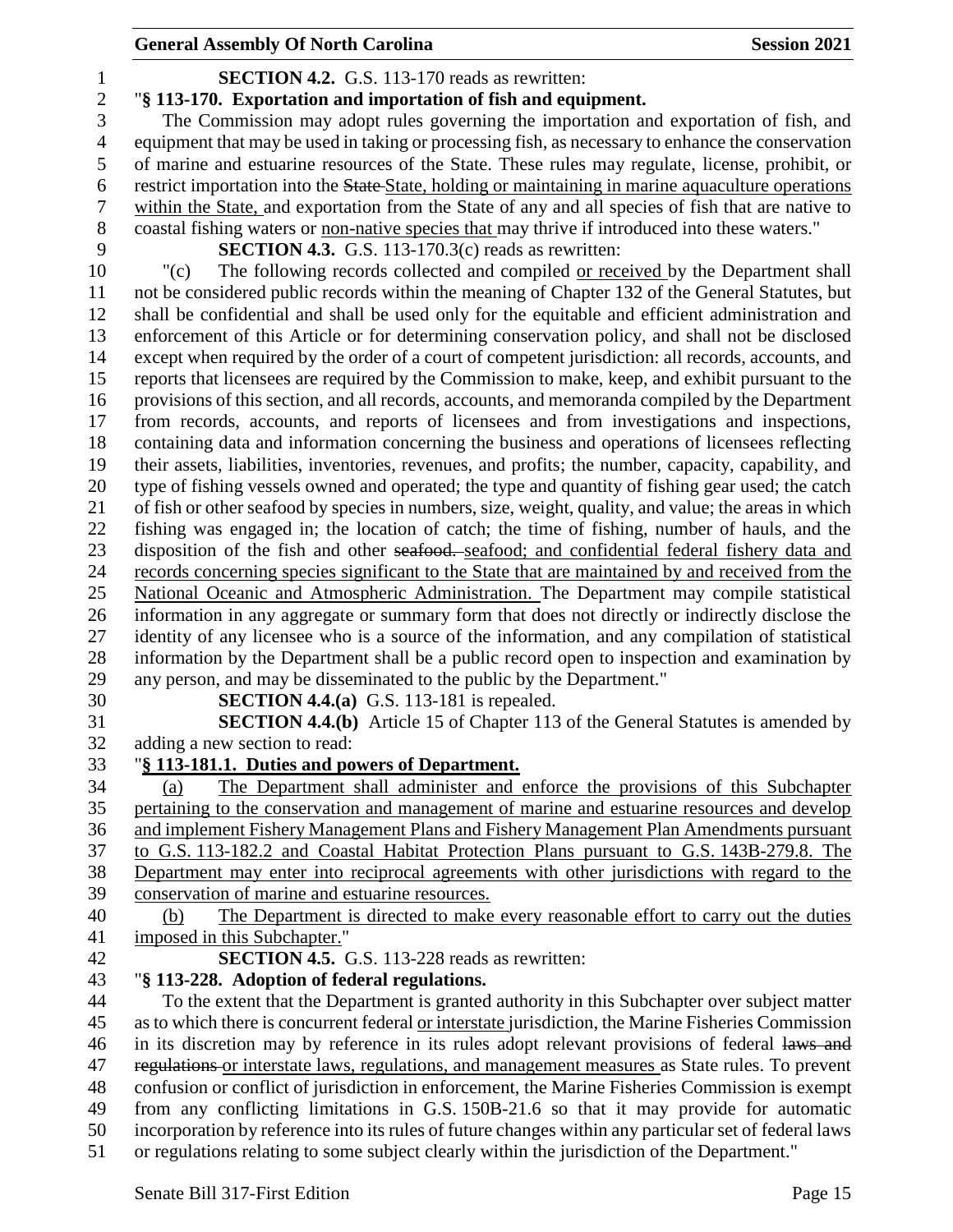**SECTION 4.2.** G.S. 113-170 reads as rewritten:

"**§ 113-170. Exportation and importation of fish and equipment.**

The Commission may adopt rules governing the importation and exportation of fish, and equipment that may be used in taking or processing fish, as necessary to enhance the conservation of marine and estuarine resources of the State. These rules may regulate, license, prohibit, or restrict importation into the ~~State~~ State, holding or maintaining in marine aquaculture operations within the State, and exportation from the State of any and all species of fish that are native to coastal fishing waters or non-native species that may thrive if introduced into these waters."

**SECTION 4.3.** G.S. 113-170.3(c) reads as rewritten:

"(c) The following records collected and compiled or received by the Department shall not be considered public records within the meaning of Chapter 132 of the General Statutes, but shall be confidential and shall be used only for the equitable and efficient administration and enforcement of this Article or for determining conservation policy, and shall not be disclosed except when required by the order of a court of competent jurisdiction: all records, accounts, and reports that licensees are required by the Commission to make, keep, and exhibit pursuant to the provisions of this section, and all records, accounts, and memoranda compiled by the Department from records, accounts, and reports of licensees and from investigations and inspections, containing data and information concerning the business and operations of licensees reflecting their assets, liabilities, inventories, revenues, and profits; the number, capacity, capability, and type of fishing vessels owned and operated; the type and quantity of fishing gear used; the catch of fish or other seafood by species in numbers, size, weight, quality, and value; the areas in which fishing was engaged in; the location of catch; the time of fishing, number of hauls, and the disposition of the fish and other ~~seafood.~~ seafood; and confidential federal fishery data and records concerning species significant to the State that are maintained by and received from the National Oceanic and Atmospheric Administration. The Department may compile statistical information in any aggregate or summary form that does not directly or indirectly disclose the identity of any licensee who is a source of the information, and any compilation of statistical information by the Department shall be a public record open to inspection and examination by any person, and may be disseminated to the public by the Department."

**SECTION 4.4.(a)** G.S. 113-181 is repealed.

**SECTION 4.4.(b)** Article 15 of Chapter 113 of the General Statutes is amended by adding a new section to read:

"**§ 113-181.1. Duties and powers of Department.**

(a) The Department shall administer and enforce the provisions of this Subchapter pertaining to the conservation and management of marine and estuarine resources and develop and implement Fishery Management Plans and Fishery Management Plan Amendments pursuant to G.S. 113-182.2 and Coastal Habitat Protection Plans pursuant to G.S. 143B-279.8. The Department may enter into reciprocal agreements with other jurisdictions with regard to the conservation of marine and estuarine resources.

(b) The Department is directed to make every reasonable effort to carry out the duties imposed in this Subchapter."

**SECTION 4.5.** G.S. 113-228 reads as rewritten:

"**§ 113-228. Adoption of federal regulations.**

To the extent that the Department is granted authority in this Subchapter over subject matter as to which there is concurrent federal or interstate jurisdiction, the Marine Fisheries Commission in its discretion may by reference in its rules adopt relevant provisions of federal ~~laws and regulations~~ or interstate laws, regulations, and management measures as State rules. To prevent confusion or conflict of jurisdiction in enforcement, the Marine Fisheries Commission is exempt from any conflicting limitations in G.S. 150B-21.6 so that it may provide for automatic incorporation by reference into its rules of future changes within any particular set of federal laws or regulations relating to some subject clearly within the jurisdiction of the Department."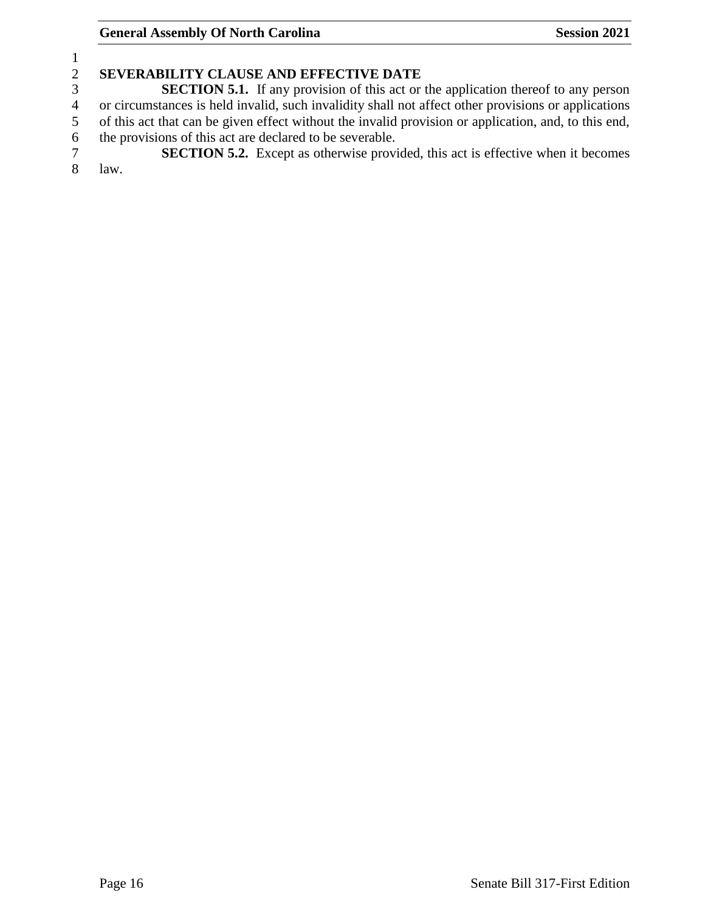## SEVERABILITY CLAUSE AND EFFECTIVE DATE

**SECTION 5.1.** If any provision of this act or the application thereof to any person or circumstances is held invalid, such invalidity shall not affect other provisions or applications of this act that can be given effect without the invalid provision or application, and, to this end, the provisions of this act are declared to be severable.

**SECTION 5.2.** Except as otherwise provided, this act is effective when it becomes law.